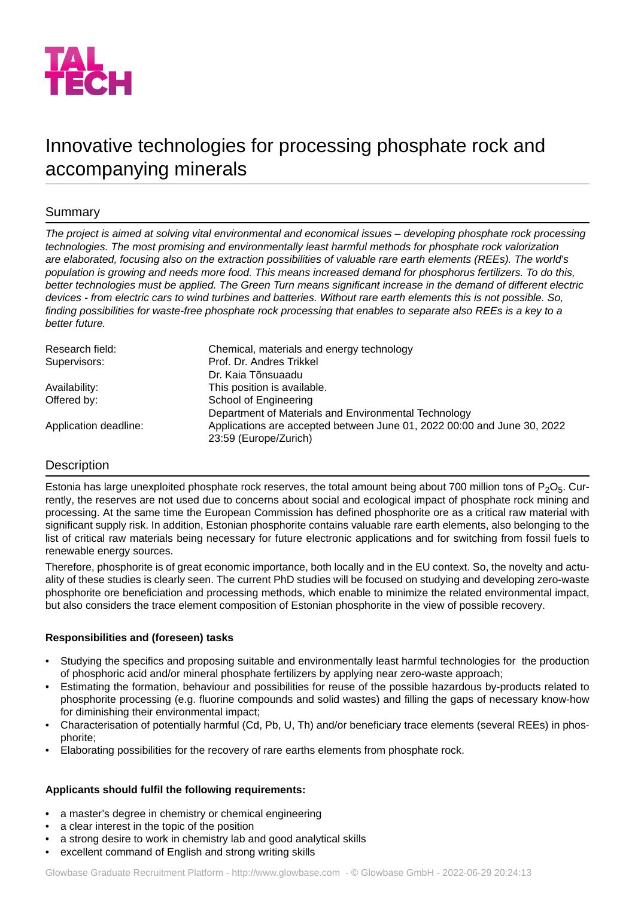TAL TECH

# Innovative technologies for processing phosphate rock and accompanying minerals

## Summary

*The project is aimed at solving vital environmental and economical issues – developing phosphate rock processing technologies. The most promising and environmentally least harmful methods for phosphate rock valorization are elaborated, focusing also on the extraction possibilities of valuable rare earth elements (REEs). The world's population is growing and needs more food. This means increased demand for phosphorus fertilizers. To do this, better technologies must be applied. The Green Turn means significant increase in the demand of different electric devices - from electric cars to wind turbines and batteries. Without rare earth elements this is not possible. So, finding possibilities for waste-free phosphate rock processing that enables to separate also REEs is a key to a better future.*

| | |
|---|---|
| Research field: | Chemical, materials and energy technology |
| Supervisors: | Prof. Dr. Andres Trikkel<br>Dr. Kaia Tõnsuaadu |
| Availability: | This position is available. |
| Offered by: | School of Engineering<br>Department of Materials and Environmental Technology |
| Application deadline: | Applications are accepted between June 01, 2022 00:00 and June 30, 2022 23:59 (Europe/Zurich) |

## Description

Estonia has large unexploited phosphate rock reserves, the total amount being about 700 million tons of $P_2O_5$. Currently, the reserves are not used due to concerns about social and ecological impact of phosphate rock mining and processing. At the same time the European Commission has defined phosphorite ore as a critical raw material with significant supply risk. In addition, Estonian phosphorite contains valuable rare earth elements, also belonging to the list of critical raw materials being necessary for future electronic applications and for switching from fossil fuels to renewable energy sources.

Therefore, phosphorite is of great economic importance, both locally and in the EU context. So, the novelty and actuality of these studies is clearly seen. The current PhD studies will be focused on studying and developing zero-waste phosphorite ore beneficiation and processing methods, which enable to minimize the related environmental impact, but also considers the trace element composition of Estonian phosphorite in the view of possible recovery.

**Responsibilities and (foreseen) tasks**

- Studying the specifics and proposing suitable and environmentally least harmful technologies for the production of phosphoric acid and/or mineral phosphate fertilizers by applying near zero-waste approach;
- Estimating the formation, behaviour and possibilities for reuse of the possible hazardous by-products related to phosphorite processing (e.g. fluorine compounds and solid wastes) and filling the gaps of necessary know-how for diminishing their environmental impact;
- Characterisation of potentially harmful (Cd, Pb, U, Th) and/or beneficiary trace elements (several REEs) in phosphorite;
- Elaborating possibilities for the recovery of rare earths elements from phosphate rock.

**Applicants should fulfil the following requirements:**

- a master's degree in chemistry or chemical engineering
- a clear interest in the topic of the position
- a strong desire to work in chemistry lab and good analytical skills
- excellent command of English and strong writing skills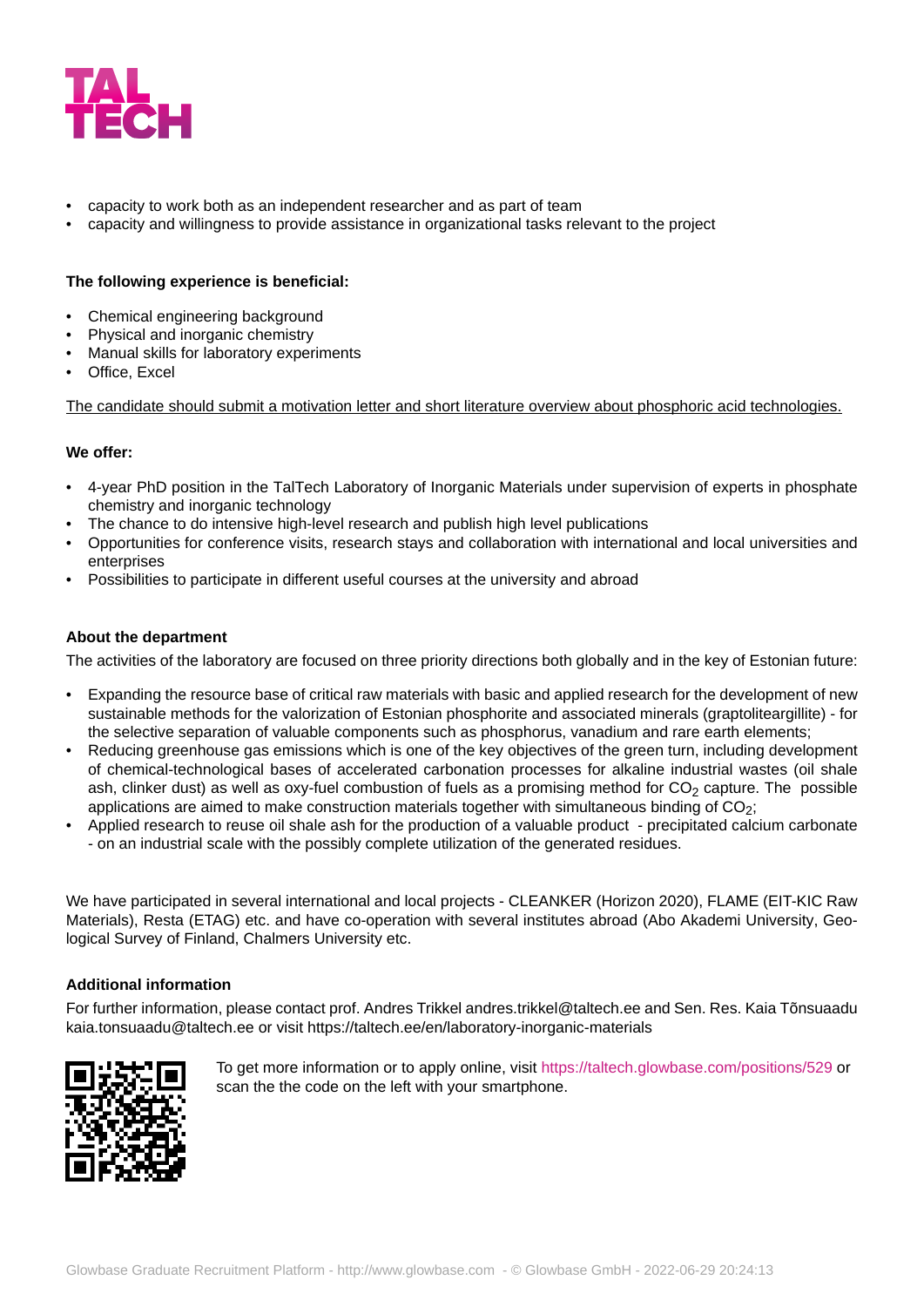- capacity to work both as an independent researcher and as part of team
- capacity and willingness to provide assistance in organizational tasks relevant to the project

**The following experience is beneficial:**

- Chemical engineering background
- Physical and inorganic chemistry
- Manual skills for laboratory experiments
- Office, Excel

The candidate should submit a motivation letter and short literature overview about phosphoric acid technologies.

**We offer:**

- 4-year PhD position in the TalTech Laboratory of Inorganic Materials under supervision of experts in phosphate chemistry and inorganic technology
- The chance to do intensive high-level research and publish high level publications
- Opportunities for conference visits, research stays and collaboration with international and local universities and enterprises
- Possibilities to participate in different useful courses at the university and abroad

**About the department**

The activities of the laboratory are focused on three priority directions both globally and in the key of Estonian future:

- Expanding the resource base of critical raw materials with basic and applied research for the development of new sustainable methods for the valorization of Estonian phosphorite and associated minerals (graptoliteargillite) - for the selective separation of valuable components such as phosphorus, vanadium and rare earth elements;
- Reducing greenhouse gas emissions which is one of the key objectives of the green turn, including development of chemical-technological bases of accelerated carbonation processes for alkaline industrial wastes (oil shale ash, clinker dust) as well as oxy-fuel combustion of fuels as a promising method for $CO_2$ capture. The possible applications are aimed to make construction materials together with simultaneous binding of $CO_2$;
- Applied research to reuse oil shale ash for the production of a valuable product - precipitated calcium carbonate - on an industrial scale with the possibly complete utilization of the generated residues.

We have participated in several international and local projects - CLEANKER (Horizon 2020), FLAME (EIT-KIC Raw Materials), Resta (ETAG) etc. and have co-operation with several institutes abroad (Abo Akademi University, Geological Survey of Finland, Chalmers University etc.

**Additional information**

For further information, please contact prof. Andres Trikkel andres.trikkel@taltech.ee and Sen. Res. Kaia Tõnsuaadu kaia.tonsuaadu@taltech.ee or visit https://taltech.ee/en/laboratory-inorganic-materials

To get more information or to apply online, visit https://taltech.glowbase.com/positions/529 or scan the the code on the left with your smartphone.